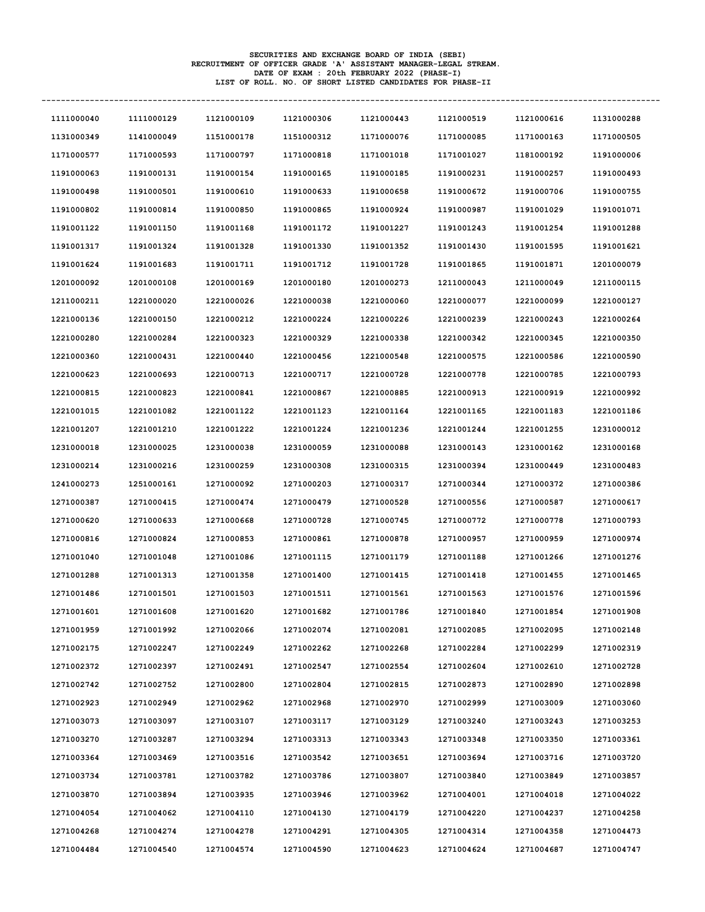**SECURITIES AND EXCHANGE BOARD OF INDIA (SEBI)**
**RECRUITMENT OF OFFICER GRADE 'A' ASSISTANT MANAGER-LEGAL STREAM.**
**DATE OF EXAM : 20th FEBRUARY 2022 (PHASE-I)**
**LIST OF ROLL. NO. OF SHORT LISTED CANDIDATES FOR PHASE-II**

---

| | | | | | | | |
|---|---|---|---|---|---|---|---|
| 1111000040 | 1111000129 | 1121000109 | 1121000306 | 1121000443 | 1121000519 | 1121000616 | 1131000288 |
| 1131000349 | 1141000049 | 1151000178 | 1151000312 | 1171000076 | 1171000085 | 1171000163 | 1171000505 |
| 1171000577 | 1171000593 | 1171000797 | 1171000818 | 1171001018 | 1171001027 | 1181000192 | 1191000006 |
| 1191000063 | 1191000131 | 1191000154 | 1191000165 | 1191000185 | 1191000231 | 1191000257 | 1191000493 |
| 1191000498 | 1191000501 | 1191000610 | 1191000633 | 1191000658 | 1191000672 | 1191000706 | 1191000755 |
| 1191000802 | 1191000814 | 1191000850 | 1191000865 | 1191000924 | 1191000987 | 1191001029 | 1191001071 |
| 1191001122 | 1191001150 | 1191001168 | 1191001172 | 1191001227 | 1191001243 | 1191001254 | 1191001288 |
| 1191001317 | 1191001324 | 1191001328 | 1191001330 | 1191001352 | 1191001430 | 1191001595 | 1191001621 |
| 1191001624 | 1191001683 | 1191001711 | 1191001712 | 1191001728 | 1191001865 | 1191001871 | 1201000079 |
| 1201000092 | 1201000108 | 1201000169 | 1201000180 | 1201000273 | 1211000043 | 1211000049 | 1211000115 |
| 1211000211 | 1221000020 | 1221000026 | 1221000038 | 1221000060 | 1221000077 | 1221000099 | 1221000127 |
| 1221000136 | 1221000150 | 1221000212 | 1221000224 | 1221000226 | 1221000239 | 1221000243 | 1221000264 |
| 1221000280 | 1221000284 | 1221000323 | 1221000329 | 1221000338 | 1221000342 | 1221000345 | 1221000350 |
| 1221000360 | 1221000431 | 1221000440 | 1221000456 | 1221000548 | 1221000575 | 1221000586 | 1221000590 |
| 1221000623 | 1221000693 | 1221000713 | 1221000717 | 1221000728 | 1221000778 | 1221000785 | 1221000793 |
| 1221000815 | 1221000823 | 1221000841 | 1221000867 | 1221000885 | 1221000913 | 1221000919 | 1221000992 |
| 1221001015 | 1221001082 | 1221001122 | 1221001123 | 1221001164 | 1221001165 | 1221001183 | 1221001186 |
| 1221001207 | 1221001210 | 1221001222 | 1221001224 | 1221001236 | 1221001244 | 1221001255 | 1231000012 |
| 1231000018 | 1231000025 | 1231000038 | 1231000059 | 1231000088 | 1231000143 | 1231000162 | 1231000168 |
| 1231000214 | 1231000216 | 1231000259 | 1231000308 | 1231000315 | 1231000394 | 1231000449 | 1231000483 |
| 1241000273 | 1251000161 | 1271000092 | 1271000203 | 1271000317 | 1271000344 | 1271000372 | 1271000386 |
| 1271000387 | 1271000415 | 1271000474 | 1271000479 | 1271000528 | 1271000556 | 1271000587 | 1271000617 |
| 1271000620 | 1271000633 | 1271000668 | 1271000728 | 1271000745 | 1271000772 | 1271000778 | 1271000793 |
| 1271000816 | 1271000824 | 1271000853 | 1271000861 | 1271000878 | 1271000957 | 1271000959 | 1271000974 |
| 1271001040 | 1271001048 | 1271001086 | 1271001115 | 1271001179 | 1271001188 | 1271001266 | 1271001276 |
| 1271001288 | 1271001313 | 1271001358 | 1271001400 | 1271001415 | 1271001418 | 1271001455 | 1271001465 |
| 1271001486 | 1271001501 | 1271001503 | 1271001511 | 1271001561 | 1271001563 | 1271001576 | 1271001596 |
| 1271001601 | 1271001608 | 1271001620 | 1271001682 | 1271001786 | 1271001840 | 1271001854 | 1271001908 |
| 1271001959 | 1271001992 | 1271002066 | 1271002074 | 1271002081 | 1271002085 | 1271002095 | 1271002148 |
| 1271002175 | 1271002247 | 1271002249 | 1271002262 | 1271002268 | 1271002284 | 1271002299 | 1271002319 |
| 1271002372 | 1271002397 | 1271002491 | 1271002547 | 1271002554 | 1271002604 | 1271002610 | 1271002728 |
| 1271002742 | 1271002752 | 1271002800 | 1271002804 | 1271002815 | 1271002873 | 1271002890 | 1271002898 |
| 1271002923 | 1271002949 | 1271002962 | 1271002968 | 1271002970 | 1271002999 | 1271003009 | 1271003060 |
| 1271003073 | 1271003097 | 1271003107 | 1271003117 | 1271003129 | 1271003240 | 1271003243 | 1271003253 |
| 1271003270 | 1271003287 | 1271003294 | 1271003313 | 1271003343 | 1271003348 | 1271003350 | 1271003361 |
| 1271003364 | 1271003469 | 1271003516 | 1271003542 | 1271003651 | 1271003694 | 1271003716 | 1271003720 |
| 1271003734 | 1271003781 | 1271003782 | 1271003786 | 1271003807 | 1271003840 | 1271003849 | 1271003857 |
| 1271003870 | 1271003894 | 1271003935 | 1271003946 | 1271003962 | 1271004001 | 1271004018 | 1271004022 |
| 1271004054 | 1271004062 | 1271004110 | 1271004130 | 1271004179 | 1271004220 | 1271004237 | 1271004258 |
| 1271004268 | 1271004274 | 1271004278 | 1271004291 | 1271004305 | 1271004314 | 1271004358 | 1271004473 |
| 1271004484 | 1271004540 | 1271004574 | 1271004590 | 1271004623 | 1271004624 | 1271004687 | 1271004747 |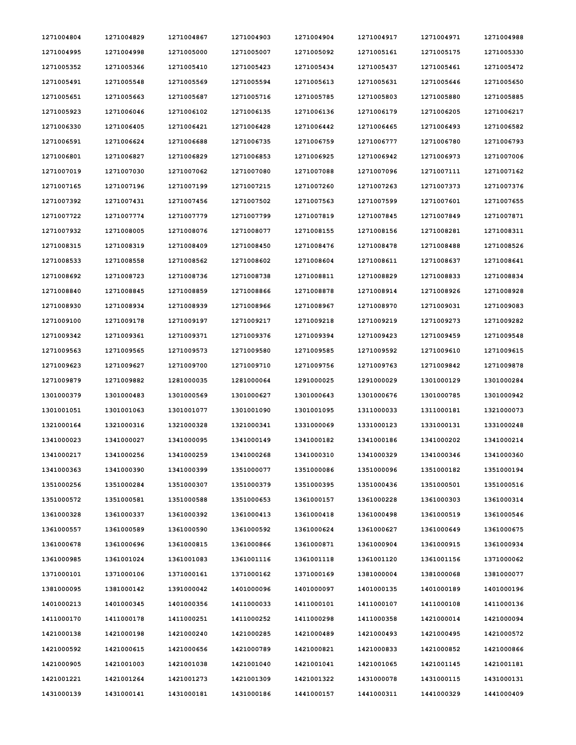| | | | | | | | |
|---|---|---|---|---|---|---|---|
| 1271004804 | 1271004829 | 1271004867 | 1271004903 | 1271004904 | 1271004917 | 1271004971 | 1271004988 |
| 1271004995 | 1271004998 | 1271005000 | 1271005007 | 1271005092 | 1271005161 | 1271005175 | 1271005330 |
| 1271005352 | 1271005366 | 1271005410 | 1271005423 | 1271005434 | 1271005437 | 1271005461 | 1271005472 |
| 1271005491 | 1271005548 | 1271005569 | 1271005594 | 1271005613 | 1271005631 | 1271005646 | 1271005650 |
| 1271005651 | 1271005663 | 1271005687 | 1271005716 | 1271005785 | 1271005803 | 1271005880 | 1271005885 |
| 1271005923 | 1271006046 | 1271006102 | 1271006135 | 1271006136 | 1271006179 | 1271006205 | 1271006217 |
| 1271006330 | 1271006405 | 1271006421 | 1271006428 | 1271006442 | 1271006465 | 1271006493 | 1271006582 |
| 1271006591 | 1271006624 | 1271006688 | 1271006735 | 1271006759 | 1271006777 | 1271006780 | 1271006793 |
| 1271006801 | 1271006827 | 1271006829 | 1271006853 | 1271006925 | 1271006942 | 1271006973 | 1271007006 |
| 1271007019 | 1271007030 | 1271007062 | 1271007080 | 1271007088 | 1271007096 | 1271007111 | 1271007162 |
| 1271007165 | 1271007196 | 1271007199 | 1271007215 | 1271007260 | 1271007263 | 1271007373 | 1271007376 |
| 1271007392 | 1271007431 | 1271007456 | 1271007502 | 1271007563 | 1271007599 | 1271007601 | 1271007655 |
| 1271007722 | 1271007774 | 1271007779 | 1271007799 | 1271007819 | 1271007845 | 1271007849 | 1271007871 |
| 1271007932 | 1271008005 | 1271008076 | 1271008077 | 1271008155 | 1271008156 | 1271008281 | 1271008311 |
| 1271008315 | 1271008319 | 1271008409 | 1271008450 | 1271008476 | 1271008478 | 1271008488 | 1271008526 |
| 1271008533 | 1271008558 | 1271008562 | 1271008602 | 1271008604 | 1271008611 | 1271008637 | 1271008641 |
| 1271008692 | 1271008723 | 1271008736 | 1271008738 | 1271008811 | 1271008829 | 1271008833 | 1271008834 |
| 1271008840 | 1271008845 | 1271008859 | 1271008866 | 1271008878 | 1271008914 | 1271008926 | 1271008928 |
| 1271008930 | 1271008934 | 1271008939 | 1271008966 | 1271008967 | 1271008970 | 1271009031 | 1271009083 |
| 1271009100 | 1271009178 | 1271009197 | 1271009217 | 1271009218 | 1271009219 | 1271009273 | 1271009282 |
| 1271009342 | 1271009361 | 1271009371 | 1271009376 | 1271009394 | 1271009423 | 1271009459 | 1271009548 |
| 1271009563 | 1271009565 | 1271009573 | 1271009580 | 1271009585 | 1271009592 | 1271009610 | 1271009615 |
| 1271009623 | 1271009627 | 1271009700 | 1271009710 | 1271009756 | 1271009763 | 1271009842 | 1271009878 |
| 1271009879 | 1271009882 | 1281000035 | 1281000064 | 1291000025 | 1291000029 | 1301000129 | 1301000284 |
| 1301000379 | 1301000483 | 1301000569 | 1301000627 | 1301000643 | 1301000676 | 1301000785 | 1301000942 |
| 1301001051 | 1301001063 | 1301001077 | 1301001090 | 1301001095 | 1311000033 | 1311000181 | 1321000073 |
| 1321000164 | 1321000316 | 1321000328 | 1321000341 | 1331000069 | 1331000123 | 1331000131 | 1331000248 |
| 1341000023 | 1341000027 | 1341000095 | 1341000149 | 1341000182 | 1341000186 | 1341000202 | 1341000214 |
| 1341000217 | 1341000256 | 1341000259 | 1341000268 | 1341000310 | 1341000329 | 1341000346 | 1341000360 |
| 1341000363 | 1341000390 | 1341000399 | 1351000077 | 1351000086 | 1351000096 | 1351000182 | 1351000194 |
| 1351000256 | 1351000284 | 1351000307 | 1351000379 | 1351000395 | 1351000436 | 1351000501 | 1351000516 |
| 1351000572 | 1351000581 | 1351000588 | 1351000653 | 1361000157 | 1361000228 | 1361000303 | 1361000314 |
| 1361000328 | 1361000337 | 1361000392 | 1361000413 | 1361000418 | 1361000498 | 1361000519 | 1361000546 |
| 1361000557 | 1361000589 | 1361000590 | 1361000592 | 1361000624 | 1361000627 | 1361000649 | 1361000675 |
| 1361000678 | 1361000696 | 1361000815 | 1361000866 | 1361000871 | 1361000904 | 1361000915 | 1361000934 |
| 1361000985 | 1361001024 | 1361001083 | 1361001116 | 1361001118 | 1361001120 | 1361001156 | 1371000062 |
| 1371000101 | 1371000106 | 1371000161 | 1371000162 | 1371000169 | 1381000004 | 1381000068 | 1381000077 |
| 1381000095 | 1381000142 | 1391000042 | 1401000096 | 1401000097 | 1401000135 | 1401000189 | 1401000196 |
| 1401000213 | 1401000345 | 1401000356 | 1411000033 | 1411000101 | 1411000107 | 1411000108 | 1411000136 |
| 1411000170 | 1411000178 | 1411000251 | 1411000252 | 1411000298 | 1411000358 | 1421000014 | 1421000094 |
| 1421000138 | 1421000198 | 1421000240 | 1421000285 | 1421000489 | 1421000493 | 1421000495 | 1421000572 |
| 1421000592 | 1421000615 | 1421000656 | 1421000789 | 1421000821 | 1421000833 | 1421000852 | 1421000866 |
| 1421000905 | 1421001003 | 1421001038 | 1421001040 | 1421001041 | 1421001065 | 1421001145 | 1421001181 |
| 1421001221 | 1421001264 | 1421001273 | 1421001309 | 1421001322 | 1431000078 | 1431000115 | 1431000131 |
| 1431000139 | 1431000141 | 1431000181 | 1431000186 | 1441000157 | 1441000311 | 1441000329 | 1441000409 |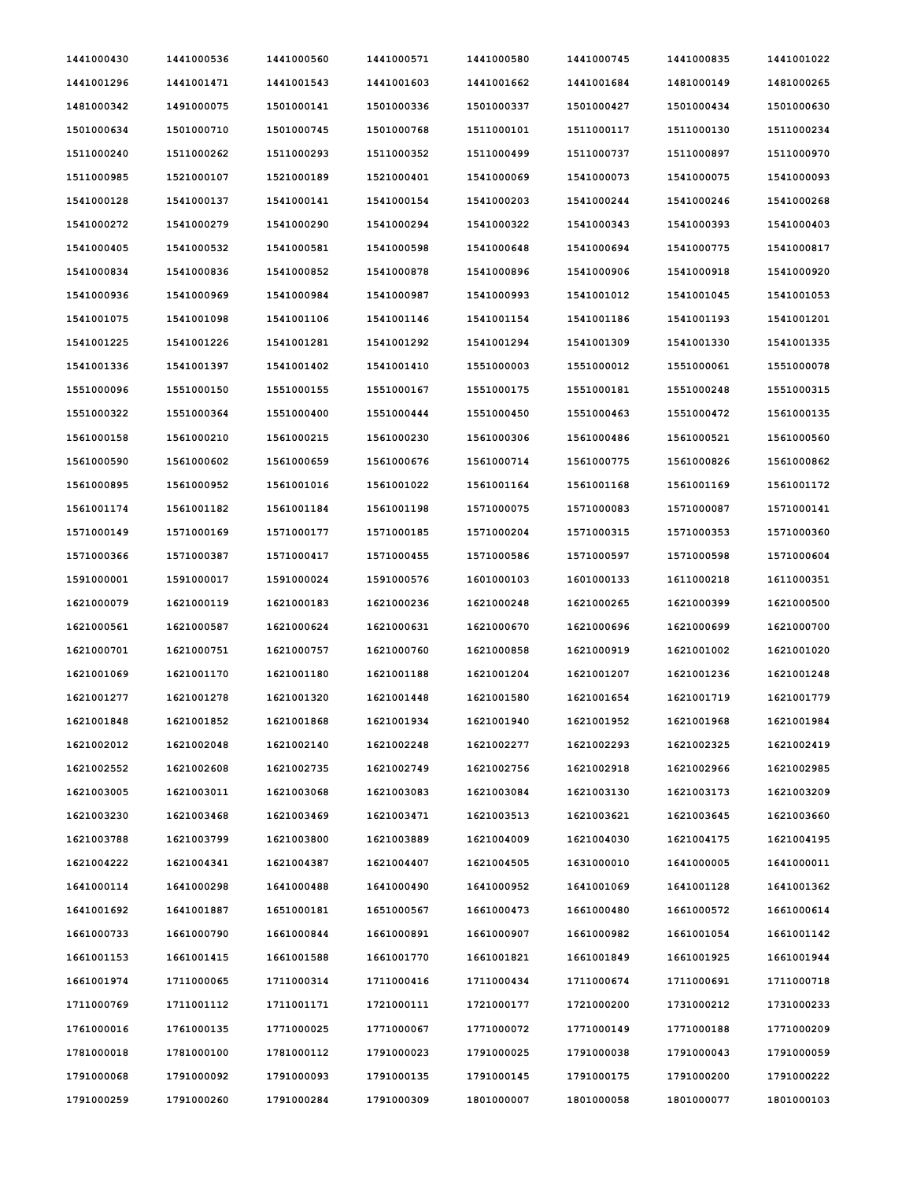| 1441000430 | 1441000536 | 1441000560 | 1441000571 | 1441000580 | 1441000745 | 1441000835 | 1441001022 |
|---|---|---|---|---|---|---|---|
| 1441001296 | 1441001471 | 1441001543 | 1441001603 | 1441001662 | 1441001684 | 1481000149 | 1481000265 |
| 1481000342 | 1491000075 | 1501000141 | 1501000336 | 1501000337 | 1501000427 | 1501000434 | 1501000630 |
| 1501000634 | 1501000710 | 1501000745 | 1501000768 | 1511000101 | 1511000117 | 1511000130 | 1511000234 |
| 1511000240 | 1511000262 | 1511000293 | 1511000352 | 1511000499 | 1511000737 | 1511000897 | 1511000970 |
| 1511000985 | 1521000107 | 1521000189 | 1521000401 | 1541000069 | 1541000073 | 1541000075 | 1541000093 |
| 1541000128 | 1541000137 | 1541000141 | 1541000154 | 1541000203 | 1541000244 | 1541000246 | 1541000268 |
| 1541000272 | 1541000279 | 1541000290 | 1541000294 | 1541000322 | 1541000343 | 1541000393 | 1541000403 |
| 1541000405 | 1541000532 | 1541000581 | 1541000598 | 1541000648 | 1541000694 | 1541000775 | 1541000817 |
| 1541000834 | 1541000836 | 1541000852 | 1541000878 | 1541000896 | 1541000906 | 1541000918 | 1541000920 |
| 1541000936 | 1541000969 | 1541000984 | 1541000987 | 1541000993 | 1541001012 | 1541001045 | 1541001053 |
| 1541001075 | 1541001098 | 1541001106 | 1541001146 | 1541001154 | 1541001186 | 1541001193 | 1541001201 |
| 1541001225 | 1541001226 | 1541001281 | 1541001292 | 1541001294 | 1541001309 | 1541001330 | 1541001335 |
| 1541001336 | 1541001397 | 1541001402 | 1541001410 | 1551000003 | 1551000012 | 1551000061 | 1551000078 |
| 1551000096 | 1551000150 | 1551000155 | 1551000167 | 1551000175 | 1551000181 | 1551000248 | 1551000315 |
| 1551000322 | 1551000364 | 1551000400 | 1551000444 | 1551000450 | 1551000463 | 1551000472 | 1561000135 |
| 1561000158 | 1561000210 | 1561000215 | 1561000230 | 1561000306 | 1561000486 | 1561000521 | 1561000560 |
| 1561000590 | 1561000602 | 1561000659 | 1561000676 | 1561000714 | 1561000775 | 1561000826 | 1561000862 |
| 1561000895 | 1561000952 | 1561001016 | 1561001022 | 1561001164 | 1561001168 | 1561001169 | 1561001172 |
| 1561001174 | 1561001182 | 1561001184 | 1561001198 | 1571000075 | 1571000083 | 1571000087 | 1571000141 |
| 1571000149 | 1571000169 | 1571000177 | 1571000185 | 1571000204 | 1571000315 | 1571000353 | 1571000360 |
| 1571000366 | 1571000387 | 1571000417 | 1571000455 | 1571000586 | 1571000597 | 1571000598 | 1571000604 |
| 1591000001 | 1591000017 | 1591000024 | 1591000576 | 1601000103 | 1601000133 | 1611000218 | 1611000351 |
| 1621000079 | 1621000119 | 1621000183 | 1621000236 | 1621000248 | 1621000265 | 1621000399 | 1621000500 |
| 1621000561 | 1621000587 | 1621000624 | 1621000631 | 1621000670 | 1621000696 | 1621000699 | 1621000700 |
| 1621000701 | 1621000751 | 1621000757 | 1621000760 | 1621000858 | 1621000919 | 1621001002 | 1621001020 |
| 1621001069 | 1621001170 | 1621001180 | 1621001188 | 1621001204 | 1621001207 | 1621001236 | 1621001248 |
| 1621001277 | 1621001278 | 1621001320 | 1621001448 | 1621001580 | 1621001654 | 1621001719 | 1621001779 |
| 1621001848 | 1621001852 | 1621001868 | 1621001934 | 1621001940 | 1621001952 | 1621001968 | 1621001984 |
| 1621002012 | 1621002048 | 1621002140 | 1621002248 | 1621002277 | 1621002293 | 1621002325 | 1621002419 |
| 1621002552 | 1621002608 | 1621002735 | 1621002749 | 1621002756 | 1621002918 | 1621002966 | 1621002985 |
| 1621003005 | 1621003011 | 1621003068 | 1621003083 | 1621003084 | 1621003130 | 1621003173 | 1621003209 |
| 1621003230 | 1621003468 | 1621003469 | 1621003471 | 1621003513 | 1621003621 | 1621003645 | 1621003660 |
| 1621003788 | 1621003799 | 1621003800 | 1621003889 | 1621004009 | 1621004030 | 1621004175 | 1621004195 |
| 1621004222 | 1621004341 | 1621004387 | 1621004407 | 1621004505 | 1631000010 | 1641000005 | 1641000011 |
| 1641000114 | 1641000298 | 1641000488 | 1641000490 | 1641000952 | 1641001069 | 1641001128 | 1641001362 |
| 1641001692 | 1641001887 | 1651000181 | 1651000567 | 1661000473 | 1661000480 | 1661000572 | 1661000614 |
| 1661000733 | 1661000790 | 1661000844 | 1661000891 | 1661000907 | 1661000982 | 1661001054 | 1661001142 |
| 1661001153 | 1661001415 | 1661001588 | 1661001770 | 1661001821 | 1661001849 | 1661001925 | 1661001944 |
| 1661001974 | 1711000065 | 1711000314 | 1711000416 | 1711000434 | 1711000674 | 1711000691 | 1711000718 |
| 1711000769 | 1711001112 | 1711001171 | 1721000111 | 1721000177 | 1721000200 | 1731000212 | 1731000233 |
| 1761000016 | 1761000135 | 1771000025 | 1771000067 | 1771000072 | 1771000149 | 1771000188 | 1771000209 |
| 1781000018 | 1781000100 | 1781000112 | 1791000023 | 1791000025 | 1791000038 | 1791000043 | 1791000059 |
| 1791000068 | 1791000092 | 1791000093 | 1791000135 | 1791000145 | 1791000175 | 1791000200 | 1791000222 |
| 1791000259 | 1791000260 | 1791000284 | 1791000309 | 1801000007 | 1801000058 | 1801000077 | 1801000103 |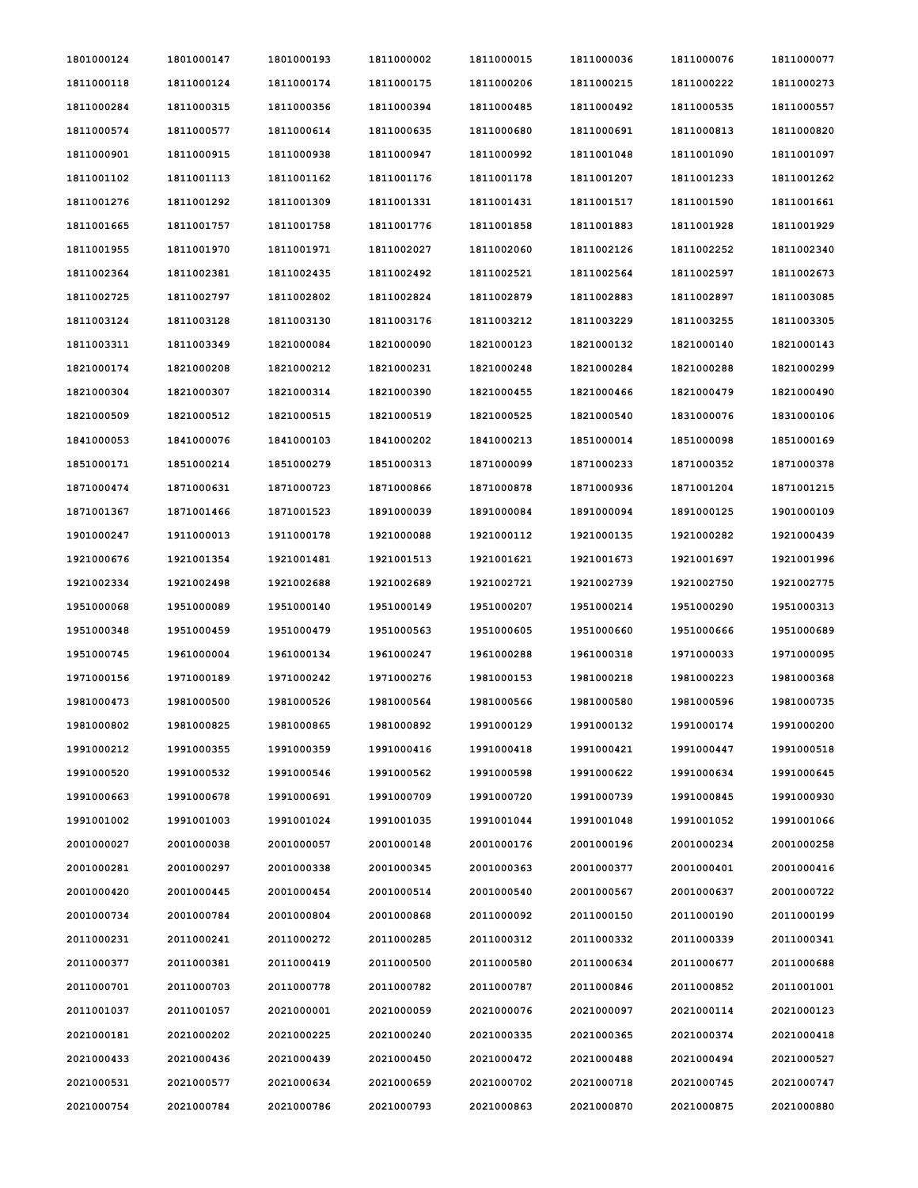| | | | | | | | |
|---|---|---|---|---|---|---|---|
| 1801000124 | 1801000147 | 1801000193 | 1811000002 | 1811000015 | 1811000036 | 1811000076 | 1811000077 |
| 1811000118 | 1811000124 | 1811000174 | 1811000175 | 1811000206 | 1811000215 | 1811000222 | 1811000273 |
| 1811000284 | 1811000315 | 1811000356 | 1811000394 | 1811000485 | 1811000492 | 1811000535 | 1811000557 |
| 1811000574 | 1811000577 | 1811000614 | 1811000635 | 1811000680 | 1811000691 | 1811000813 | 1811000820 |
| 1811000901 | 1811000915 | 1811000938 | 1811000947 | 1811000992 | 1811001048 | 1811001090 | 1811001097 |
| 1811001102 | 1811001113 | 1811001162 | 1811001176 | 1811001178 | 1811001207 | 1811001233 | 1811001262 |
| 1811001276 | 1811001292 | 1811001309 | 1811001331 | 1811001431 | 1811001517 | 1811001590 | 1811001661 |
| 1811001665 | 1811001757 | 1811001758 | 1811001776 | 1811001858 | 1811001883 | 1811001928 | 1811001929 |
| 1811001955 | 1811001970 | 1811001971 | 1811002027 | 1811002060 | 1811002126 | 1811002252 | 1811002340 |
| 1811002364 | 1811002381 | 1811002435 | 1811002492 | 1811002521 | 1811002564 | 1811002597 | 1811002673 |
| 1811002725 | 1811002797 | 1811002802 | 1811002824 | 1811002879 | 1811002883 | 1811002897 | 1811003085 |
| 1811003124 | 1811003128 | 1811003130 | 1811003176 | 1811003212 | 1811003229 | 1811003255 | 1811003305 |
| 1811003311 | 1811003349 | 1821000084 | 1821000090 | 1821000123 | 1821000132 | 1821000140 | 1821000143 |
| 1821000174 | 1821000208 | 1821000212 | 1821000231 | 1821000248 | 1821000284 | 1821000288 | 1821000299 |
| 1821000304 | 1821000307 | 1821000314 | 1821000390 | 1821000455 | 1821000466 | 1821000479 | 1821000490 |
| 1821000509 | 1821000512 | 1821000515 | 1821000519 | 1821000525 | 1821000540 | 1831000076 | 1831000106 |
| 1841000053 | 1841000076 | 1841000103 | 1841000202 | 1841000213 | 1851000014 | 1851000098 | 1851000169 |
| 1851000171 | 1851000214 | 1851000279 | 1851000313 | 1871000099 | 1871000233 | 1871000352 | 1871000378 |
| 1871000474 | 1871000631 | 1871000723 | 1871000866 | 1871000878 | 1871000936 | 1871001204 | 1871001215 |
| 1871001367 | 1871001466 | 1871001523 | 1891000039 | 1891000084 | 1891000094 | 1891000125 | 1901000109 |
| 1901000247 | 1911000013 | 1911000178 | 1921000088 | 1921000112 | 1921000135 | 1921000282 | 1921000439 |
| 1921000676 | 1921001354 | 1921001481 | 1921001513 | 1921001621 | 1921001673 | 1921001697 | 1921001996 |
| 1921002334 | 1921002498 | 1921002688 | 1921002689 | 1921002721 | 1921002739 | 1921002750 | 1921002775 |
| 1951000068 | 1951000089 | 1951000140 | 1951000149 | 1951000207 | 1951000214 | 1951000290 | 1951000313 |
| 1951000348 | 1951000459 | 1951000479 | 1951000563 | 1951000605 | 1951000660 | 1951000666 | 1951000689 |
| 1951000745 | 1961000004 | 1961000134 | 1961000247 | 1961000288 | 1961000318 | 1971000033 | 1971000095 |
| 1971000156 | 1971000189 | 1971000242 | 1971000276 | 1981000153 | 1981000218 | 1981000223 | 1981000368 |
| 1981000473 | 1981000500 | 1981000526 | 1981000564 | 1981000566 | 1981000580 | 1981000596 | 1981000735 |
| 1981000802 | 1981000825 | 1981000865 | 1981000892 | 1991000129 | 1991000132 | 1991000174 | 1991000200 |
| 1991000212 | 1991000355 | 1991000359 | 1991000416 | 1991000418 | 1991000421 | 1991000447 | 1991000518 |
| 1991000520 | 1991000532 | 1991000546 | 1991000562 | 1991000598 | 1991000622 | 1991000634 | 1991000645 |
| 1991000663 | 1991000678 | 1991000691 | 1991000709 | 1991000720 | 1991000739 | 1991000845 | 1991000930 |
| 1991001002 | 1991001003 | 1991001024 | 1991001035 | 1991001044 | 1991001048 | 1991001052 | 1991001066 |
| 2001000027 | 2001000038 | 2001000057 | 2001000148 | 2001000176 | 2001000196 | 2001000234 | 2001000258 |
| 2001000281 | 2001000297 | 2001000338 | 2001000345 | 2001000363 | 2001000377 | 2001000401 | 2001000416 |
| 2001000420 | 2001000445 | 2001000454 | 2001000514 | 2001000540 | 2001000567 | 2001000637 | 2001000722 |
| 2001000734 | 2001000784 | 2001000804 | 2001000868 | 2011000092 | 2011000150 | 2011000190 | 2011000199 |
| 2011000231 | 2011000241 | 2011000272 | 2011000285 | 2011000312 | 2011000332 | 2011000339 | 2011000341 |
| 2011000377 | 2011000381 | 2011000419 | 2011000500 | 2011000580 | 2011000634 | 2011000677 | 2011000688 |
| 2011000701 | 2011000703 | 2011000778 | 2011000782 | 2011000787 | 2011000846 | 2011000852 | 2011001001 |
| 2011001037 | 2011001057 | 2021000001 | 2021000059 | 2021000076 | 2021000097 | 2021000114 | 2021000123 |
| 2021000181 | 2021000202 | 2021000225 | 2021000240 | 2021000335 | 2021000365 | 2021000374 | 2021000418 |
| 2021000433 | 2021000436 | 2021000439 | 2021000450 | 2021000472 | 2021000488 | 2021000494 | 2021000527 |
| 2021000531 | 2021000577 | 2021000634 | 2021000659 | 2021000702 | 2021000718 | 2021000745 | 2021000747 |
| 2021000754 | 2021000784 | 2021000786 | 2021000793 | 2021000863 | 2021000870 | 2021000875 | 2021000880 |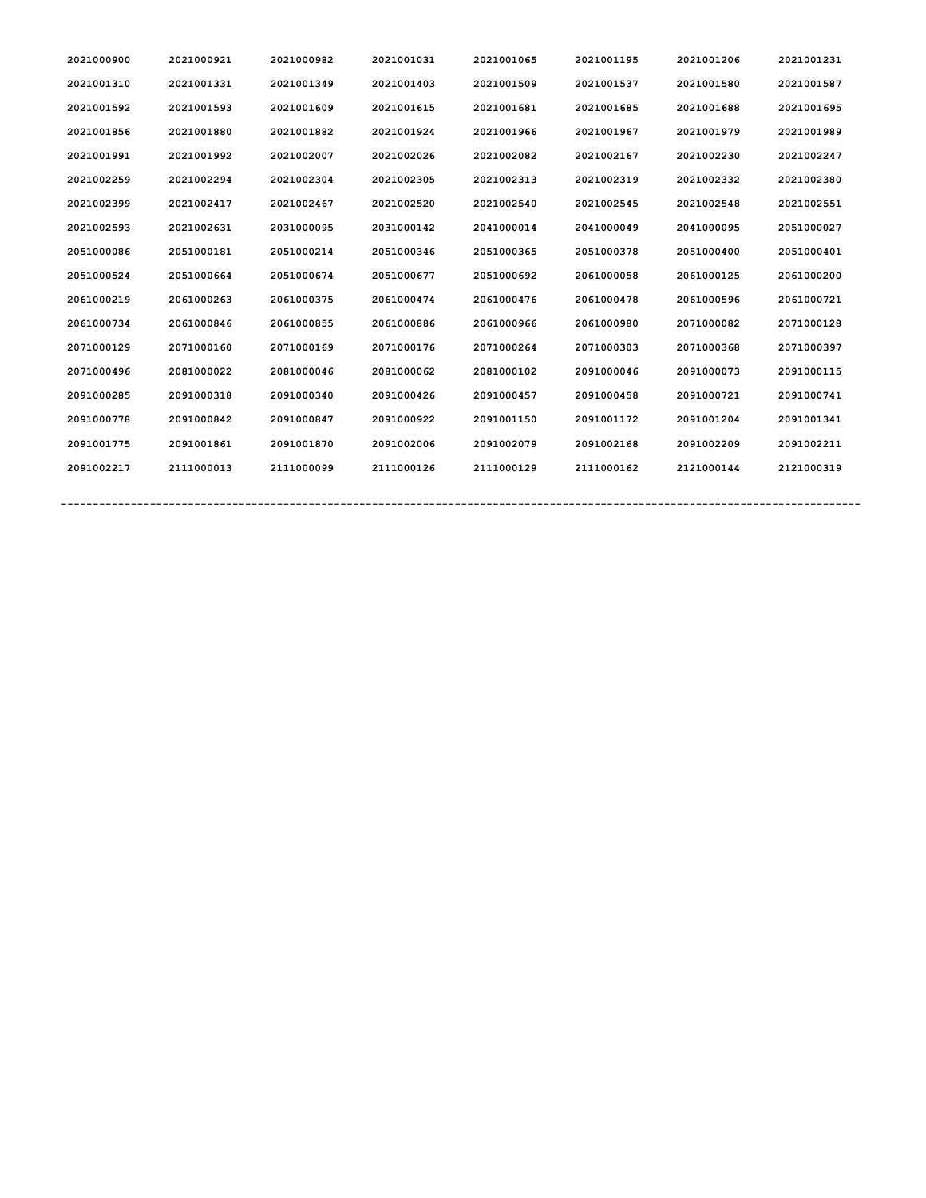| | | | | | | | |
|---|---|---|---|---|---|---|---|
| 2021000900 | 2021000921 | 2021000982 | 2021001031 | 2021001065 | 2021001195 | 2021001206 | 2021001231 |
| 2021001310 | 2021001331 | 2021001349 | 2021001403 | 2021001509 | 2021001537 | 2021001580 | 2021001587 |
| 2021001592 | 2021001593 | 2021001609 | 2021001615 | 2021001681 | 2021001685 | 2021001688 | 2021001695 |
| 2021001856 | 2021001880 | 2021001882 | 2021001924 | 2021001966 | 2021001967 | 2021001979 | 2021001989 |
| 2021001991 | 2021001992 | 2021002007 | 2021002026 | 2021002082 | 2021002167 | 2021002230 | 2021002247 |
| 2021002259 | 2021002294 | 2021002304 | 2021002305 | 2021002313 | 2021002319 | 2021002332 | 2021002380 |
| 2021002399 | 2021002417 | 2021002467 | 2021002520 | 2021002540 | 2021002545 | 2021002548 | 2021002551 |
| 2021002593 | 2021002631 | 2031000095 | 2031000142 | 2041000014 | 2041000049 | 2041000095 | 2051000027 |
| 2051000086 | 2051000181 | 2051000214 | 2051000346 | 2051000365 | 2051000378 | 2051000400 | 2051000401 |
| 2051000524 | 2051000664 | 2051000674 | 2051000677 | 2051000692 | 2061000058 | 2061000125 | 2061000200 |
| 2061000219 | 2061000263 | 2061000375 | 2061000474 | 2061000476 | 2061000478 | 2061000596 | 2061000721 |
| 2061000734 | 2061000846 | 2061000855 | 2061000886 | 2061000966 | 2061000980 | 2071000082 | 2071000128 |
| 2071000129 | 2071000160 | 2071000169 | 2071000176 | 2071000264 | 2071000303 | 2071000368 | 2071000397 |
| 2071000496 | 2081000022 | 2081000046 | 2081000062 | 2081000102 | 2091000046 | 2091000073 | 2091000115 |
| 2091000285 | 2091000318 | 2091000340 | 2091000426 | 2091000457 | 2091000458 | 2091000721 | 2091000741 |
| 2091000778 | 2091000842 | 2091000847 | 2091000922 | 2091001150 | 2091001172 | 2091001204 | 2091001341 |
| 2091001775 | 2091001861 | 2091001870 | 2091002006 | 2091002079 | 2091002168 | 2091002209 | 2091002211 |
| 2091002217 | 2111000013 | 2111000099 | 2111000126 | 2111000129 | 2111000162 | 2121000144 | 2121000319 |

---